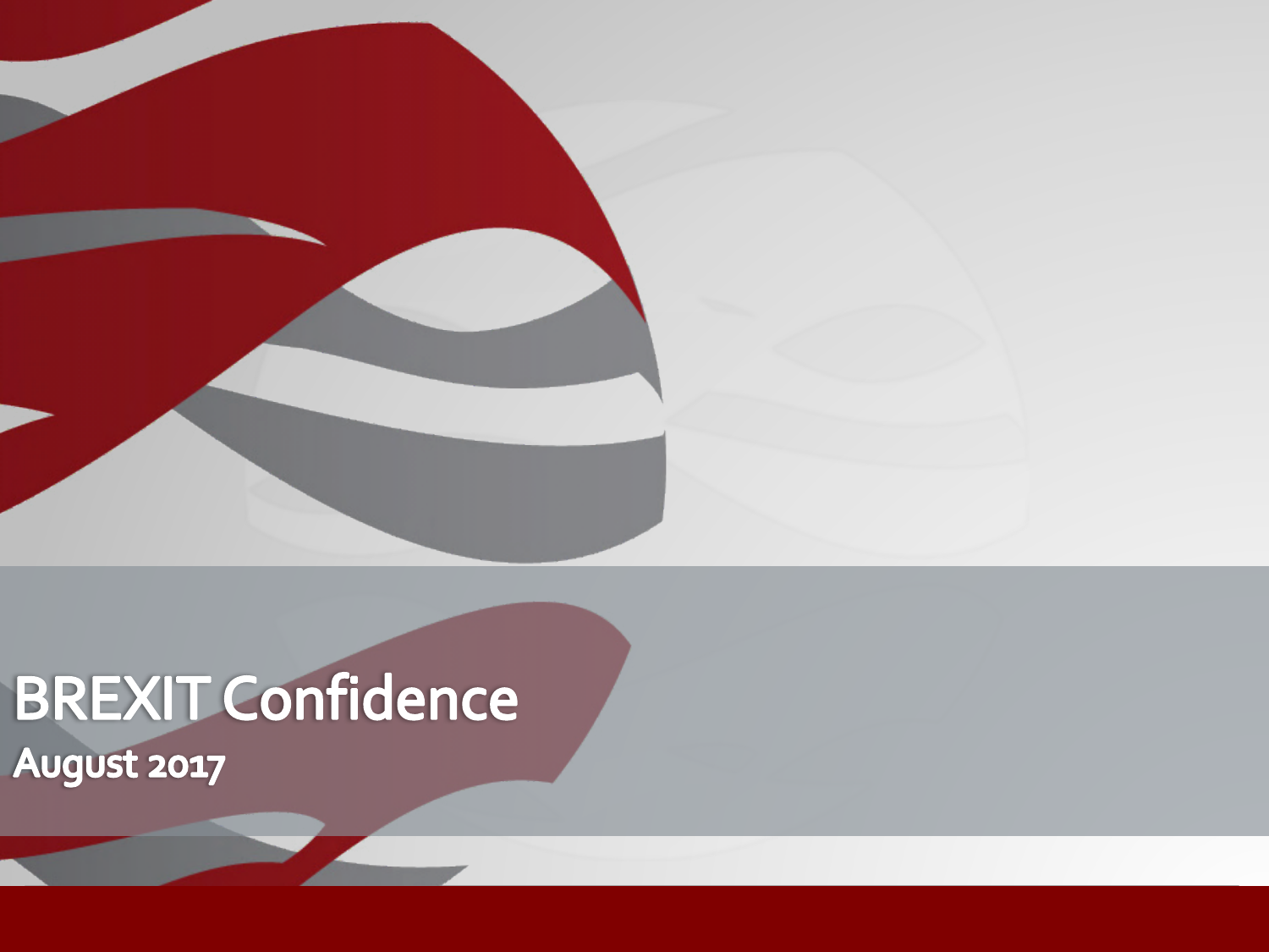# BREXIT Confidence

## August 2017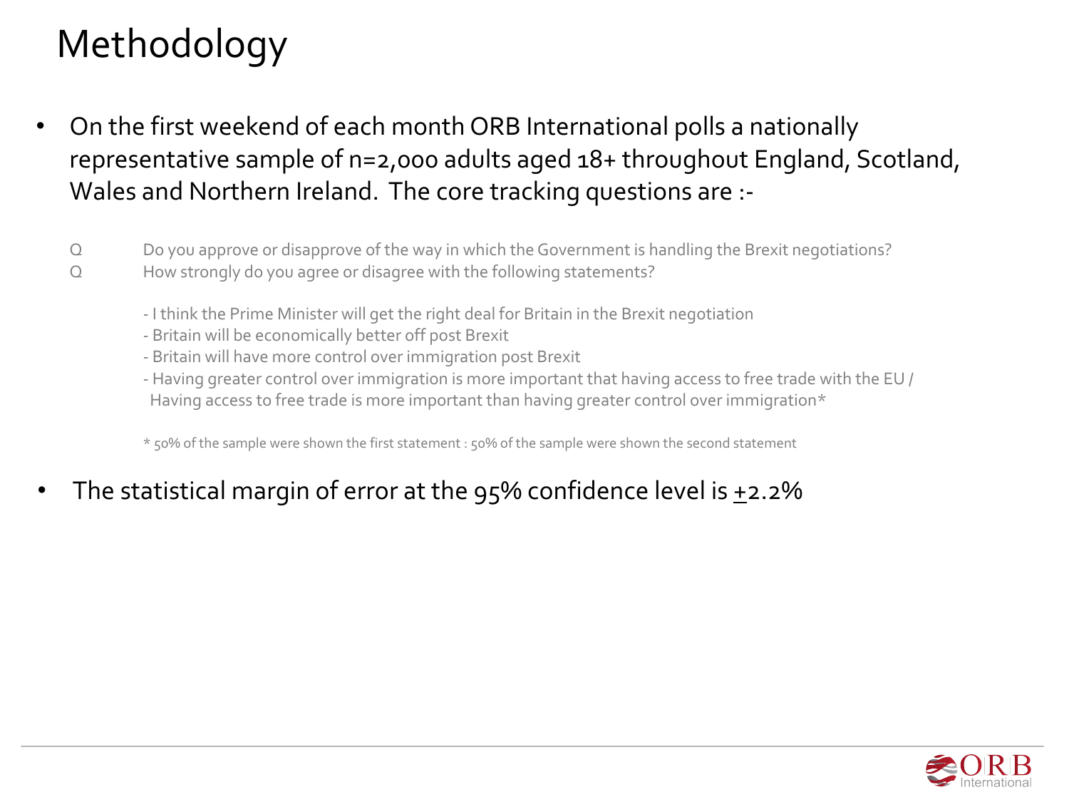# Methodology

- On the first weekend of each month ORB International polls a nationally representative sample of n=2,000 adults aged 18+ throughout England, Scotland, Wales and Northern Ireland. The core tracking questions are :-

Q Do you approve or disapprove of the way in which the Government is handling the Brexit negotiations?

Q How strongly do you agree or disagree with the following statements?

- I think the Prime Minister will get the right deal for Britain in the Brexit negotiation
- Britain will be economically better off post Brexit
- Britain will have more control over immigration post Brexit
- Having greater control over immigration is more important that having access to free trade with the EU / Having access to free trade is more important than having greater control over immigration*

\* 50% of the sample were shown the first statement : 50% of the sample were shown the second statement

- The statistical margin of error at the 95% confidence level is ±2.2%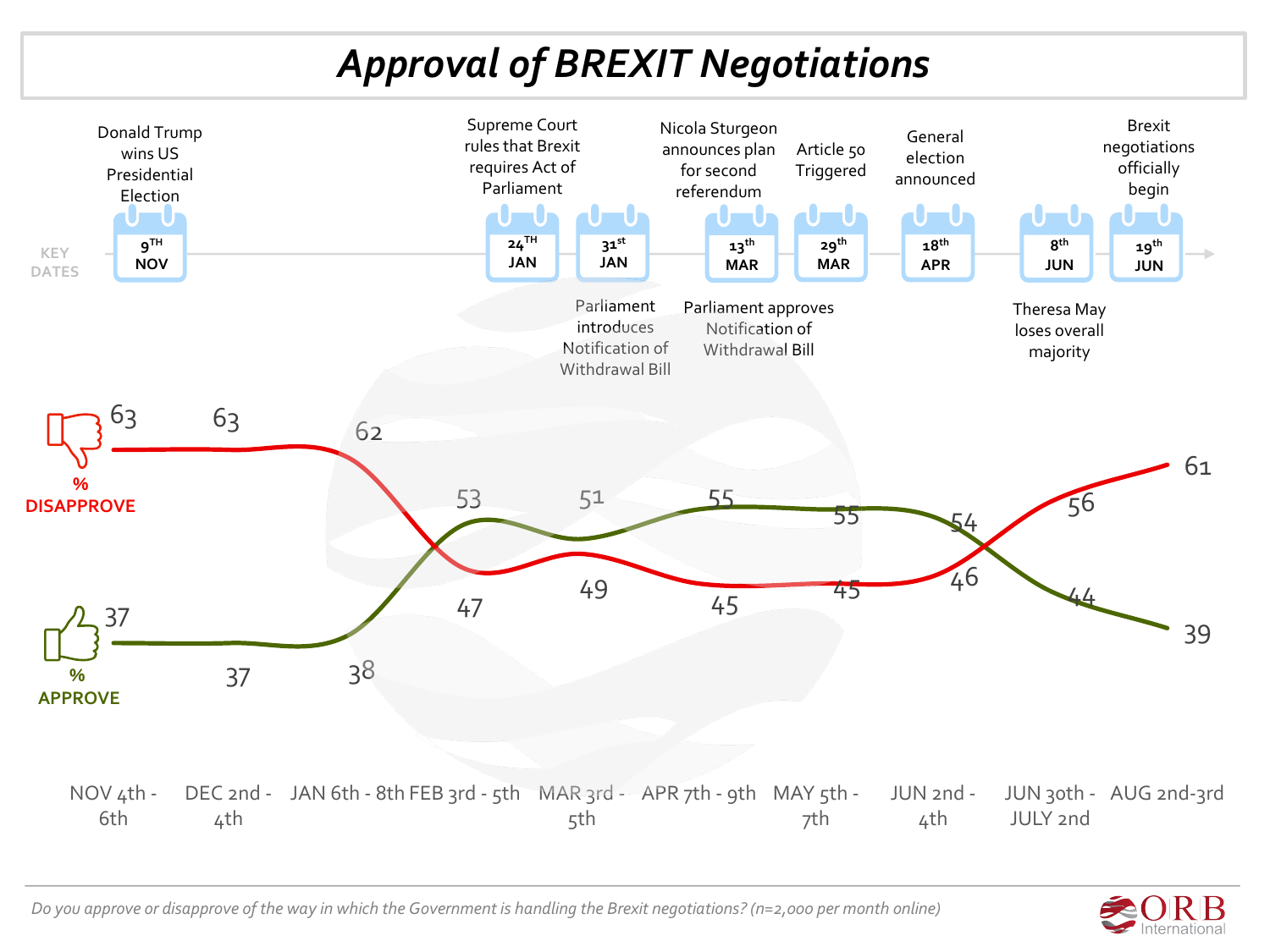# Approval of BREXIT Negotiations

**KEY DATES**

- 9TH NOV — Donald Trump wins US Presidential Election
- 24TH JAN — Supreme Court rules that Brexit requires Act of Parliament
- 31st JAN — Parliament introduces Notification of Withdrawal Bill
- 13th MAR — Nicola Sturgeon announces plan for second referendum; Parliament approves Notification of Withdrawal Bill
- 29th MAR — Article 50 Triggered
- 18th APR — General election announced
- 8th JUN — Theresa May loses overall majority
- 19th JUN — Brexit negotiations officially begin

| | NOV 4th - 6th | DEC 2nd - 4th | JAN 6th - 8th | FEB 3rd - 5th | MAR 3rd - 5th | APR 7th - 9th | MAY 5th - 7th | JUN 2nd - 4th | JUN 30th - JULY 2nd | AUG 2nd-3rd |
|---|---|---|---|---|---|---|---|---|---|---|
| % DISAPPROVE | 63 | 63 | 62 | 47 | 49 | 45 | 45 | 46 | 56 | 61 |
| % APPROVE | 37 | 37 | 38 | 53 | 51 | 55 | 55 | 54 | 44 | 39 |

*Do you approve or disapprove of the way in which the Government is handling the Brexit negotiations? (n=2,000 per month online)*

ORB International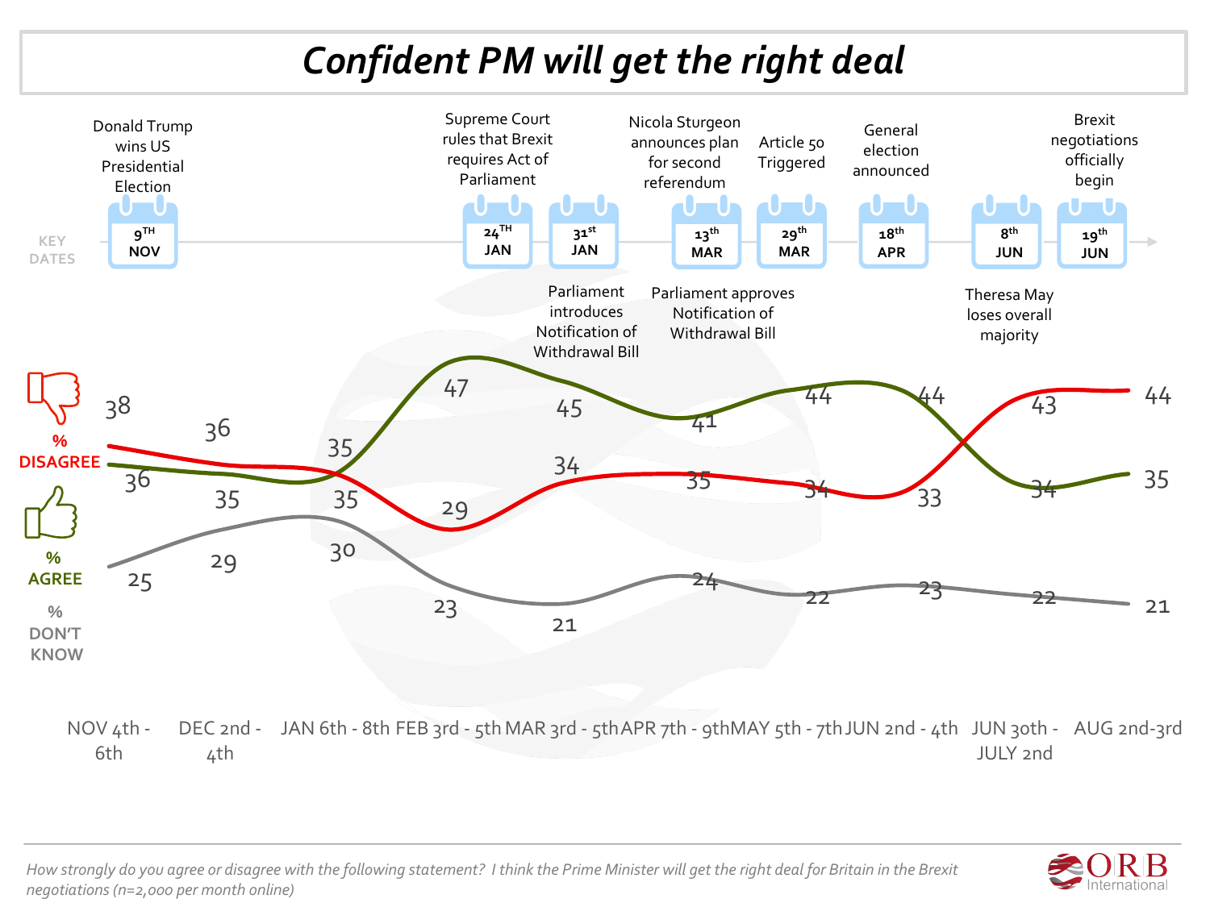# Confident PM will get the right deal

**KEY DATES**

- 9th NOV – Donald Trump wins US Presidential Election
- 24th JAN – Supreme Court rules that Brexit requires Act of Parliament
- 31st JAN – Parliament introduces Notification of Withdrawal Bill
- 13th MAR – Nicola Sturgeon announces plan for second referendum; Parliament approves Notification of Withdrawal Bill
- 29th MAR – Article 50 Triggered
- 18th APR – General election announced
- 8th JUN – Theresa May loses overall majority
- 19th JUN – Brexit negotiations officially begin

| | NOV 4th - 6th | DEC 2nd - 4th | JAN 6th - 8th | FEB 3rd - 5th | MAR 3rd - 5th | APR 7th - 9th | MAY 5th - 7th | JUN 2nd - 4th | JUN 30th - JULY 2nd | AUG 2nd-3rd |
|---|---|---|---|---|---|---|---|---|---|---|
| % DISAGREE | 38 | 36 | 35 | 29 | 34 | 35 | 34 | 33 | 43 | 44 |
| % AGREE | 36 | 35 | 35 | 47 | 45 | 41 | 44 | 44 | 34 | 35 |
| % DON'T KNOW | 25 | 29 | 30 | 23 | 21 | 24 | 22 | 23 | 22 | 21 |

*How strongly do you agree or disagree with the following statement? I think the Prime Minister will get the right deal for Britain in the Brexit negotiations (n=2,000 per month online)*

ORB International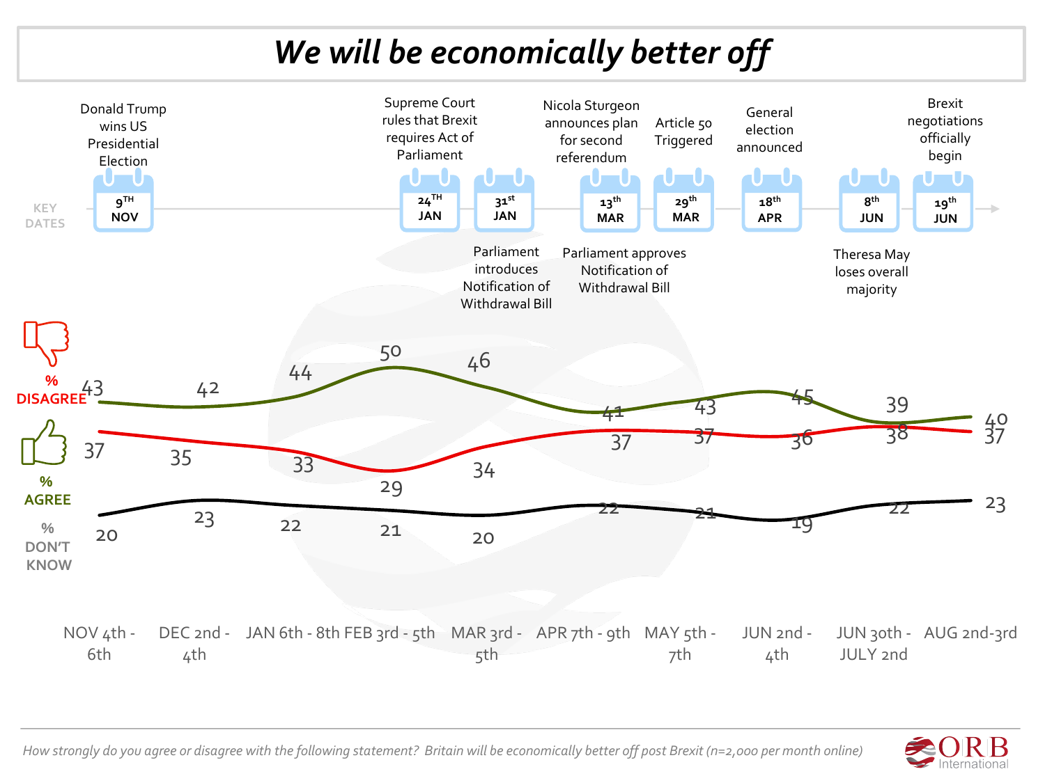# We will be economically better off

**KEY DATES**

- 9th NOV — Donald Trump wins US Presidential Election
- 24th JAN — Supreme Court rules that Brexit requires Act of Parliament
- 31st JAN — Parliament introduces Notification of Withdrawal Bill
- 13th MAR — Nicola Sturgeon announces plan for second referendum; Parliament approves Notification of Withdrawal Bill
- 29th MAR — Article 50 Triggered
- 18th APR — General election announced
- 8th JUN — Theresa May loses overall majority
- 19th JUN — Brexit negotiations officially begin

| | NOV 4th - 6th | DEC 2nd - 4th | JAN 6th - 8th | FEB 3rd - 5th | MAR 3rd - 5th | APR 7th - 9th | MAY 5th - 7th | JUN 2nd - 4th | JUN 30th - JULY 2nd | AUG 2nd-3rd |
|---|---|---|---|---|---|---|---|---|---|---|
| % DISAGREE | 43 | 42 | 44 | 50 | 46 | 41 | 43 | 45 | 39 | 40 |
| % AGREE | 37 | 35 | 33 | 29 | 34 | 37 | 37 | 36 | 38 | 37 |
| % DON'T KNOW | 20 | 23 | 22 | 21 | 20 | 22 | 21 | 19 | 22 | 23 |

*How strongly do you agree or disagree with the following statement? Britain will be economically better off post Brexit (n=2,000 per month online)*

ORB International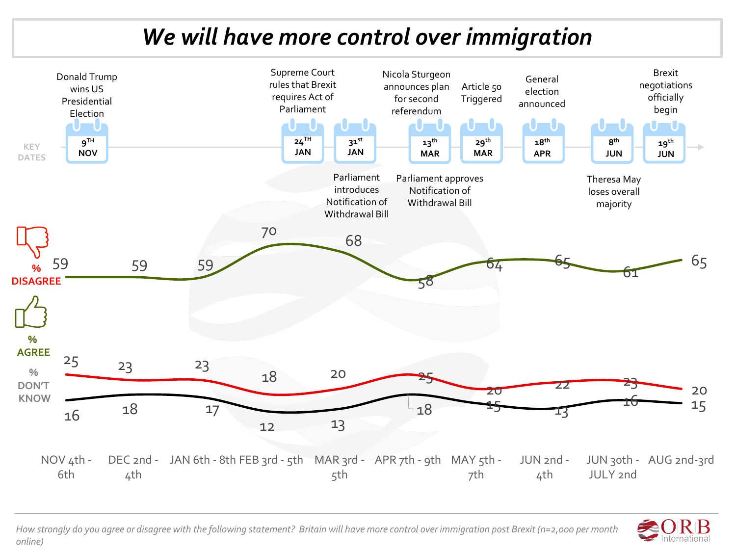# We will have more control over immigration

**KEY DATES**

- **9th NOV** – Donald Trump wins US Presidential Election
- **24th JAN** – Supreme Court rules that Brexit requires Act of Parliament
- **31st JAN** – Parliament introduces Notification of Withdrawal Bill
- **13th MAR** – Nicola Sturgeon announces plan for second referendum; Parliament approves Notification of Withdrawal Bill
- **29th MAR** – Article 50 Triggered
- **18th APR** – General election announced
- **8th JUN** – Theresa May loses overall majority
- **19th JUN** – Brexit negotiations officially begin

| | NOV 4th - 6th | DEC 2nd - 4th | JAN 6th - 8th | FEB 3rd - 5th | MAR 3rd - 5th | APR 7th - 9th | MAY 5th - 7th | JUN 2nd - 4th | JUN 30th - JULY 2nd | AUG 2nd-3rd |
|---|---|---|---|---|---|---|---|---|---|---|
| % DISAGREE | 59 | 59 | 59 | 70 | 68 | 58 | 64 | 65 | 61 | 65 |
| % AGREE | 25 | 23 | 23 | 18 | 20 | 25 | 20 | 22 | 23 | 20 |
| % DON'T KNOW | 16 | 18 | 17 | 12 | 13 | 18 | 15 | 13 | 16 | 15 |

*How strongly do you agree or disagree with the following statement? Britain will have more control over immigration post Brexit (n=2,000 per month online)*

ORB International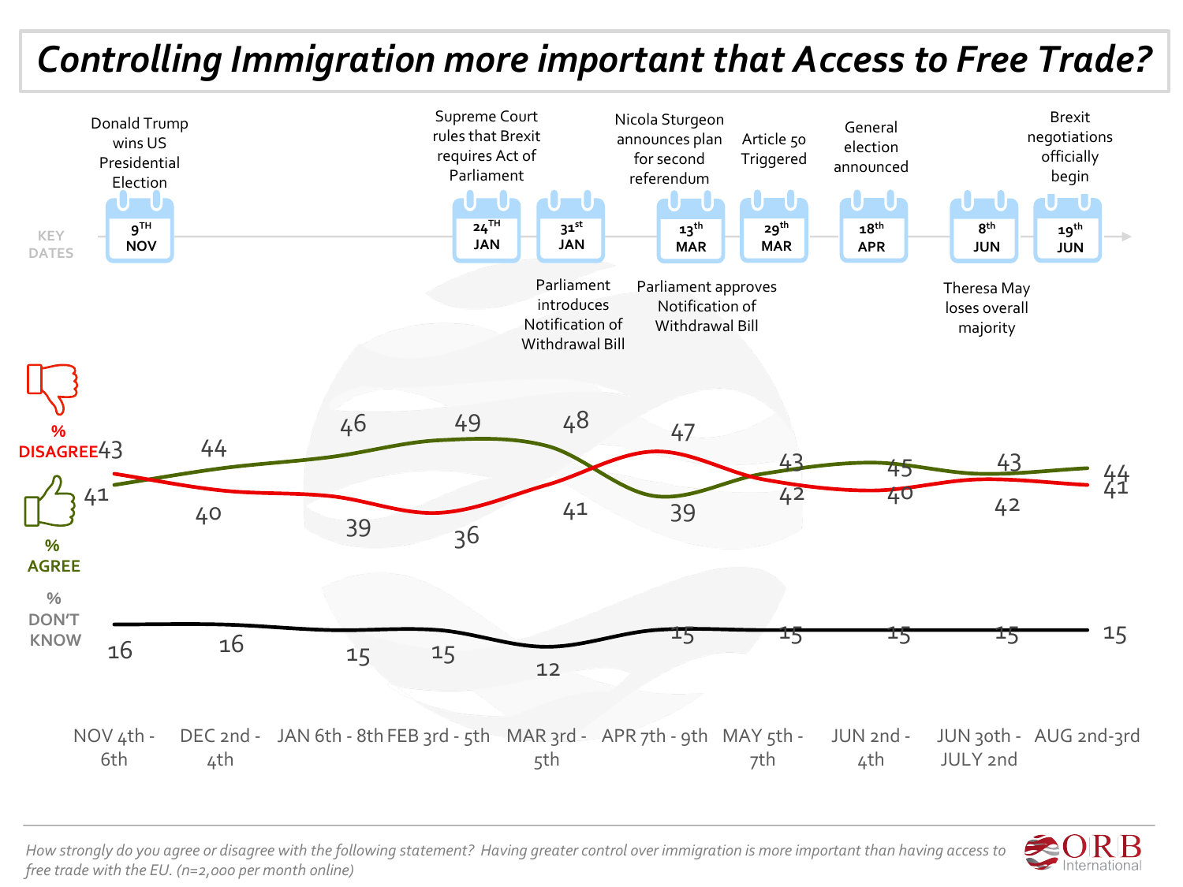# Controlling Immigration more important that Access to Free Trade?

KEY DATES

9TH NOV — Donald Trump wins US Presidential Election

24TH JAN — Supreme Court rules that Brexit requires Act of Parliament

31st JAN — Parliament introduces Notification of Withdrawal Bill

13th MAR — Nicola Sturgeon announces plan for second referendum

Parliament approves Notification of Withdrawal Bill

29th MAR — Article 50 Triggered

18th APR — General election announced

8th JUN — Theresa May loses overall majority

19th JUN — Brexit negotiations officially begin

% DISAGREE

% AGREE

% DON'T KNOW

43 44 46 49 48 47 43 45 43 44

41 40 39 36 41 39 42 40 42 41

16 16 15 15 12 15 15 15 15 15

NOV 4th - 6th, DEC 2nd - 4th, JAN 6th - 8th, FEB 3rd - 5th, MAR 3rd - 5th, APR 7th - 9th, MAY 5th - 7th, JUN 2nd - 4th, JUN 30th - JULY 2nd, AUG 2nd-3rd

*How strongly do you agree or disagree with the following statement? Having greater control over immigration is more important than having access to free trade with the EU. (n=2,000 per month online)*

ORB International